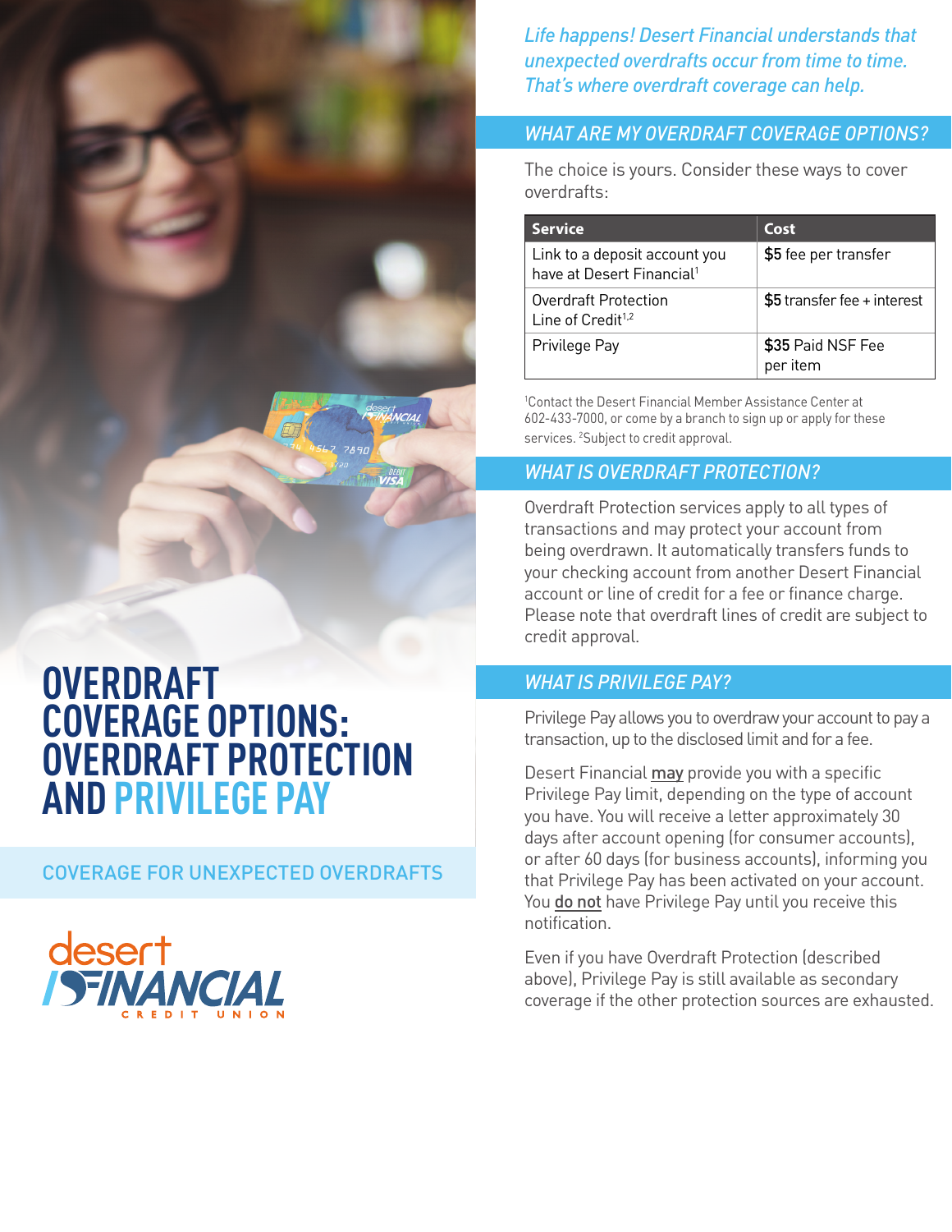# OVERDRAFT COVERAGE OPTIONS: OVERDRAFT PROTECTION AND PRIVILEGE PAY

COVERAGE FOR UNEXPECTED OVERDRAFTS

desert FINANCIAL CREDIT UNION

*Life happens! Desert Financial understands that unexpected overdrafts occur from time to time. That's where overdraft coverage can help.*

## WHAT ARE MY OVERDRAFT COVERAGE OPTIONS?

The choice is yours. Consider these ways to cover overdrafts:

| Service | Cost |
|---|---|
| Link to a deposit account you have at Desert Financial[1] | $5 fee per transfer |
| Overdraft Protection Line of Credit[1,2] | $5 transfer fee + interest |
| Privilege Pay | $35 Paid NSF Fee per item |

[1]Contact the Desert Financial Member Assistance Center at 602-433-7000, or come by a branch to sign up or apply for these services. [2]Subject to credit approval.

## WHAT IS OVERDRAFT PROTECTION?

Overdraft Protection services apply to all types of transactions and may protect your account from being overdrawn. It automatically transfers funds to your checking account from another Desert Financial account or line of credit for a fee or finance charge. Please note that overdraft lines of credit are subject to credit approval.

## WHAT IS PRIVILEGE PAY?

Privilege Pay allows you to overdraw your account to pay a transaction, up to the disclosed limit and for a fee.

Desert Financial <u>may</u> provide you with a specific Privilege Pay limit, depending on the type of account you have. You will receive a letter approximately 30 days after account opening (for consumer accounts), or after 60 days (for business accounts), informing you that Privilege Pay has been activated on your account. You <u>do not</u> have Privilege Pay until you receive this notification.

Even if you have Overdraft Protection (described above), Privilege Pay is still available as secondary coverage if the other protection sources are exhausted.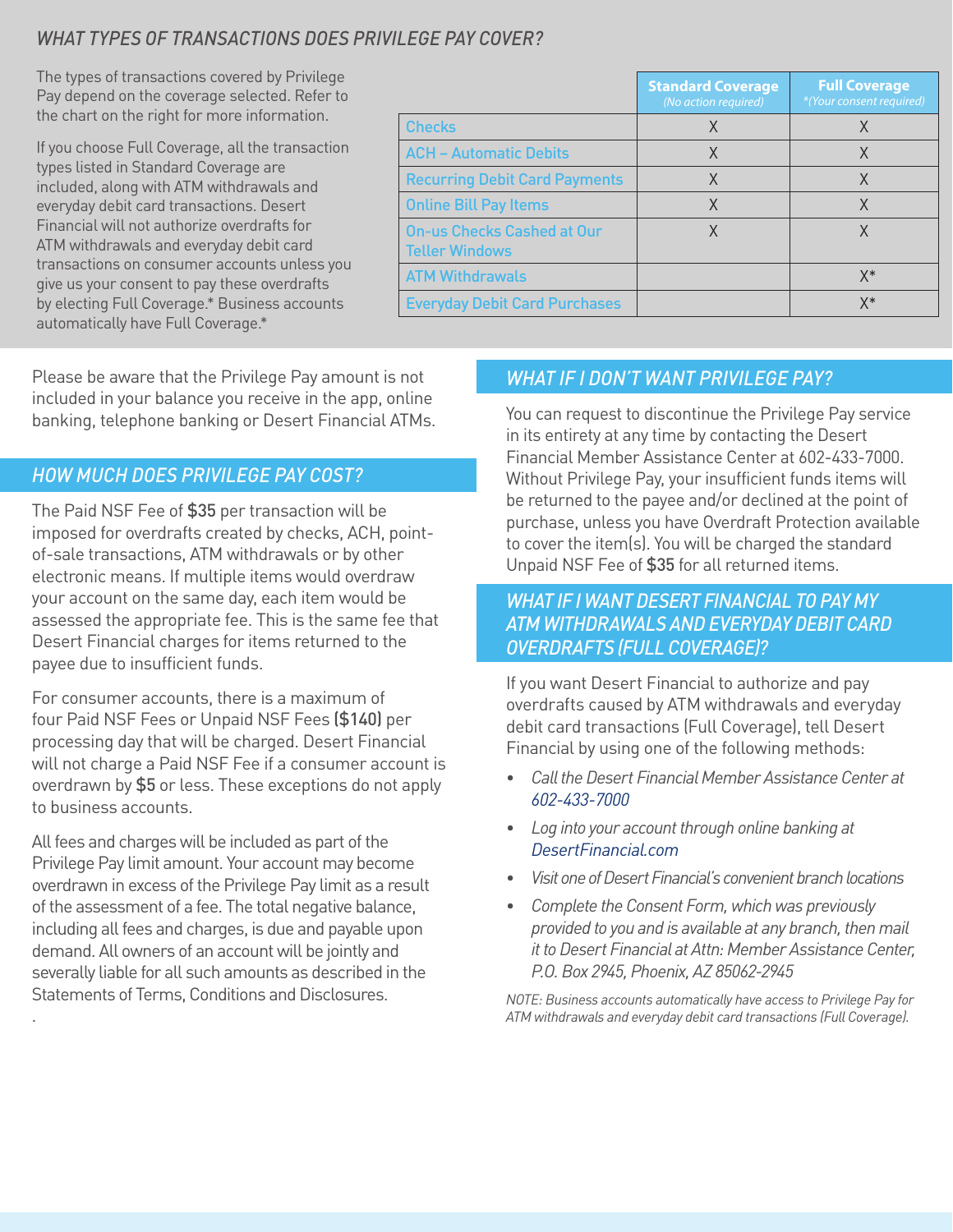## WHAT TYPES OF TRANSACTIONS DOES PRIVILEGE PAY COVER?

The types of transactions covered by Privilege Pay depend on the coverage selected. Refer to the chart on the right for more information.

If you choose Full Coverage, all the transaction types listed in Standard Coverage are included, along with ATM withdrawals and everyday debit card transactions. Desert Financial will not authorize overdrafts for ATM withdrawals and everyday debit card transactions on consumer accounts unless you give us your consent to pay these overdrafts by electing Full Coverage.* Business accounts automatically have Full Coverage.*

| | Standard Coverage (No action required) | Full Coverage *(Your consent required) |
|---|---|---|
| Checks | X | X |
| ACH – Automatic Debits | X | X |
| Recurring Debit Card Payments | X | X |
| Online Bill Pay Items | X | X |
| On-us Checks Cashed at Our Teller Windows | X | X |
| ATM Withdrawals | | X* |
| Everyday Debit Card Purchases | | X* |

Please be aware that the Privilege Pay amount is not included in your balance you receive in the app, online banking, telephone banking or Desert Financial ATMs.

## HOW MUCH DOES PRIVILEGE PAY COST?

The Paid NSF Fee of $35 per transaction will be imposed for overdrafts created by checks, ACH, point-of-sale transactions, ATM withdrawals or by other electronic means. If multiple items would overdraw your account on the same day, each item would be assessed the appropriate fee. This is the same fee that Desert Financial charges for items returned to the payee due to insufficient funds.

For consumer accounts, there is a maximum of four Paid NSF Fees or Unpaid NSF Fees **($140)** per processing day that will be charged. Desert Financial will not charge a Paid NSF Fee if a consumer account is overdrawn by $5 or less. These exceptions do not apply to business accounts.

All fees and charges will be included as part of the Privilege Pay limit amount. Your account may become overdrawn in excess of the Privilege Pay limit as a result of the assessment of a fee. The total negative balance, including all fees and charges, is due and payable upon demand. All owners of an account will be jointly and severally liable for all such amounts as described in the Statements of Terms, Conditions and Disclosures.

## WHAT IF I DON'T WANT PRIVILEGE PAY?

You can request to discontinue the Privilege Pay service in its entirety at any time by contacting the Desert Financial Member Assistance Center at 602-433-7000. Without Privilege Pay, your insufficient funds items will be returned to the payee and/or declined at the point of purchase, unless you have Overdraft Protection available to cover the item(s). You will be charged the standard Unpaid NSF Fee of $35 for all returned items.

## WHAT IF I WANT DESERT FINANCIAL TO PAY MY ATM WITHDRAWALS AND EVERYDAY DEBIT CARD OVERDRAFTS (FULL COVERAGE)?

If you want Desert Financial to authorize and pay overdrafts caused by ATM withdrawals and everyday debit card transactions (Full Coverage), tell Desert Financial by using one of the following methods:

- *Call the Desert Financial Member Assistance Center at 602-433-7000*
- *Log into your account through online banking at DesertFinancial.com*
- *Visit one of Desert Financial's convenient branch locations*
- *Complete the Consent Form, which was previously provided to you and is available at any branch, then mail it to Desert Financial at Attn: Member Assistance Center, P.O. Box 2945, Phoenix, AZ 85062-2945*

*NOTE: Business accounts automatically have access to Privilege Pay for ATM withdrawals and everyday debit card transactions (Full Coverage).*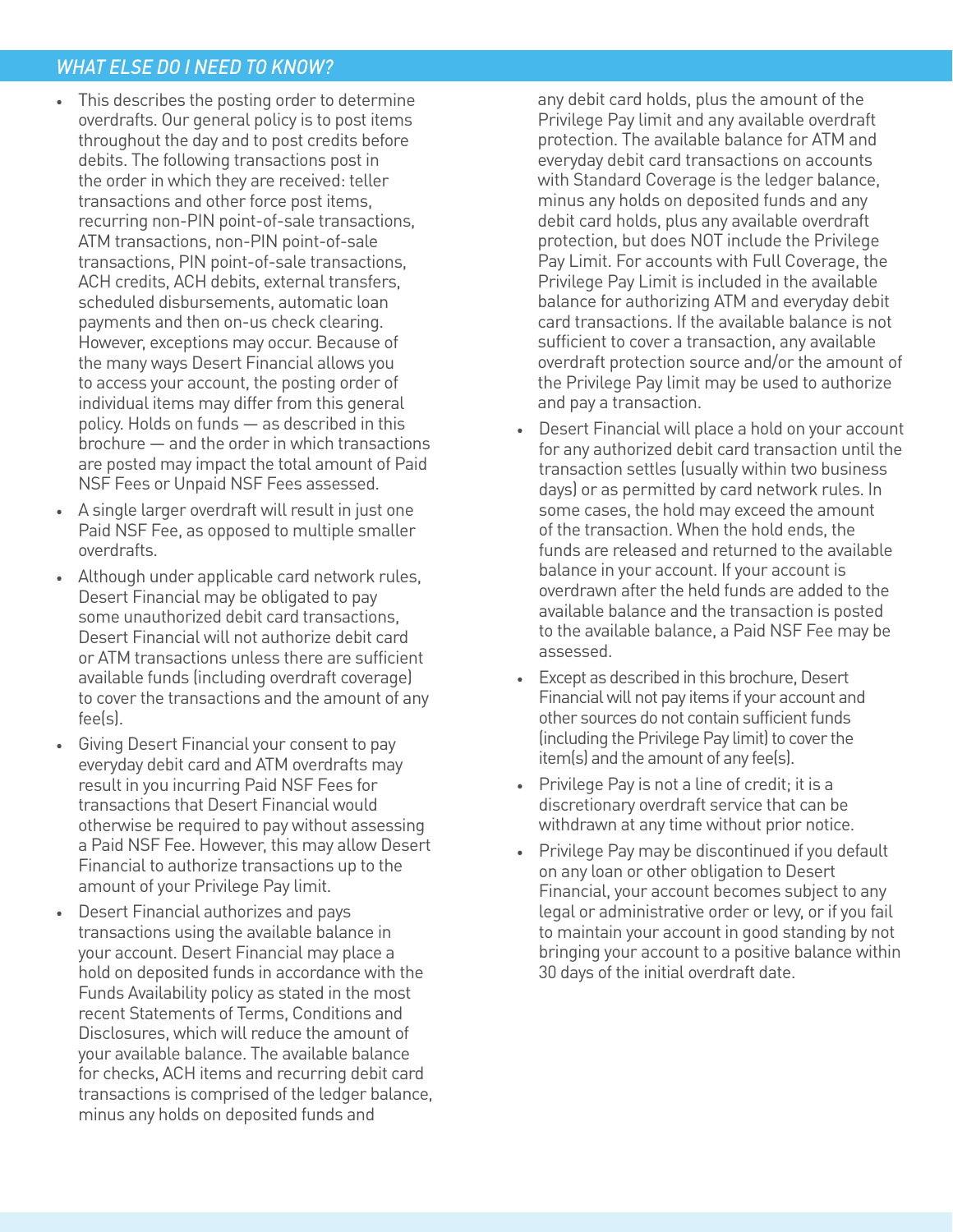## *WHAT ELSE DO I NEED TO KNOW?*

- This describes the posting order to determine overdrafts. Our general policy is to post items throughout the day and to post credits before debits. The following transactions post in the order in which they are received: teller transactions and other force post items, recurring non-PIN point-of-sale transactions, ATM transactions, non-PIN point-of-sale transactions, PIN point-of-sale transactions, ACH credits, ACH debits, external transfers, scheduled disbursements, automatic loan payments and then on-us check clearing. However, exceptions may occur. Because of the many ways Desert Financial allows you to access your account, the posting order of individual items may differ from this general policy. Holds on funds — as described in this brochure — and the order in which transactions are posted may impact the total amount of Paid NSF Fees or Unpaid NSF Fees assessed.
- A single larger overdraft will result in just one Paid NSF Fee, as opposed to multiple smaller overdrafts.
- Although under applicable card network rules, Desert Financial may be obligated to pay some unauthorized debit card transactions, Desert Financial will not authorize debit card or ATM transactions unless there are sufficient available funds (including overdraft coverage) to cover the transactions and the amount of any fee(s).
- Giving Desert Financial your consent to pay everyday debit card and ATM overdrafts may result in you incurring Paid NSF Fees for transactions that Desert Financial would otherwise be required to pay without assessing a Paid NSF Fee. However, this may allow Desert Financial to authorize transactions up to the amount of your Privilege Pay limit.
- Desert Financial authorizes and pays transactions using the available balance in your account. Desert Financial may place a hold on deposited funds in accordance with the Funds Availability policy as stated in the most recent Statements of Terms, Conditions and Disclosures, which will reduce the amount of your available balance. The available balance for checks, ACH items and recurring debit card transactions is comprised of the ledger balance, minus any holds on deposited funds and any debit card holds, plus the amount of the Privilege Pay limit and any available overdraft protection. The available balance for ATM and everyday debit card transactions on accounts with Standard Coverage is the ledger balance, minus any holds on deposited funds and any debit card holds, plus any available overdraft protection, but does NOT include the Privilege Pay Limit. For accounts with Full Coverage, the Privilege Pay Limit is included in the available balance for authorizing ATM and everyday debit card transactions. If the available balance is not sufficient to cover a transaction, any available overdraft protection source and/or the amount of the Privilege Pay limit may be used to authorize and pay a transaction.
- Desert Financial will place a hold on your account for any authorized debit card transaction until the transaction settles (usually within two business days) or as permitted by card network rules. In some cases, the hold may exceed the amount of the transaction. When the hold ends, the funds are released and returned to the available balance in your account. If your account is overdrawn after the held funds are added to the available balance and the transaction is posted to the available balance, a Paid NSF Fee may be assessed.
- Except as described in this brochure, Desert Financial will not pay items if your account and other sources do not contain sufficient funds (including the Privilege Pay limit) to cover the item(s) and the amount of any fee(s).
- Privilege Pay is not a line of credit; it is a discretionary overdraft service that can be withdrawn at any time without prior notice.
- Privilege Pay may be discontinued if you default on any loan or other obligation to Desert Financial, your account becomes subject to any legal or administrative order or levy, or if you fail to maintain your account in good standing by not bringing your account to a positive balance within 30 days of the initial overdraft date.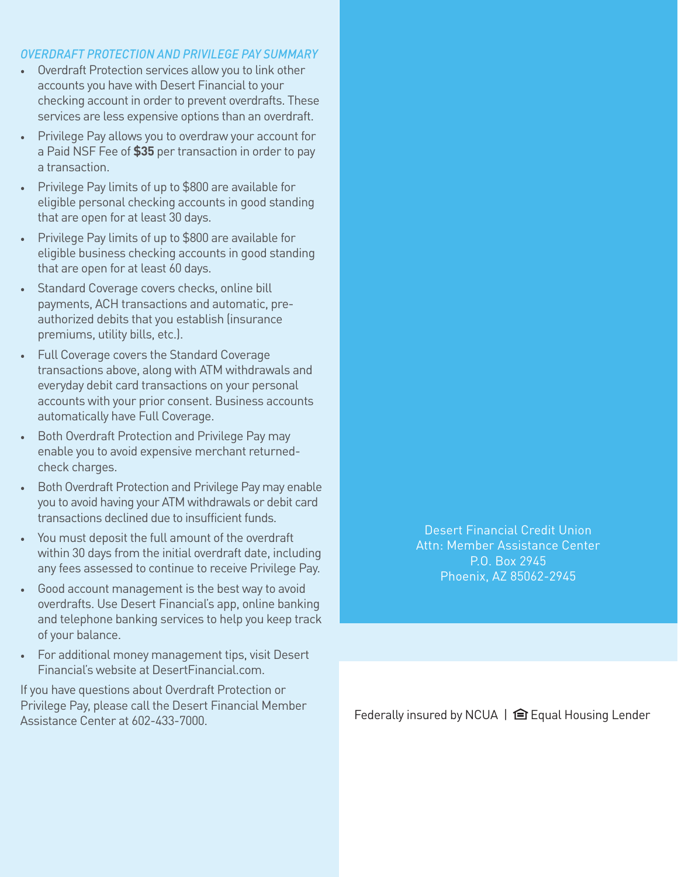## *OVERDRAFT PROTECTION AND PRIVILEGE PAY SUMMARY*

- Overdraft Protection services allow you to link other accounts you have with Desert Financial to your checking account in order to prevent overdrafts. These services are less expensive options than an overdraft.
- Privilege Pay allows you to overdraw your account for a Paid NSF Fee of **$35** per transaction in order to pay a transaction.
- Privilege Pay limits of up to $800 are available for eligible personal checking accounts in good standing that are open for at least 30 days.
- Privilege Pay limits of up to $800 are available for eligible business checking accounts in good standing that are open for at least 60 days.
- Standard Coverage covers checks, online bill payments, ACH transactions and automatic, pre-authorized debits that you establish (insurance premiums, utility bills, etc.).
- Full Coverage covers the Standard Coverage transactions above, along with ATM withdrawals and everyday debit card transactions on your personal accounts with your prior consent. Business accounts automatically have Full Coverage.
- Both Overdraft Protection and Privilege Pay may enable you to avoid expensive merchant returned-check charges.
- Both Overdraft Protection and Privilege Pay may enable you to avoid having your ATM withdrawals or debit card transactions declined due to insufficient funds.
- You must deposit the full amount of the overdraft within 30 days from the initial overdraft date, including any fees assessed to continue to receive Privilege Pay.
- Good account management is the best way to avoid overdrafts. Use Desert Financial's app, online banking and telephone banking services to help you keep track of your balance.
- For additional money management tips, visit Desert Financial's website at DesertFinancial.com.

If you have questions about Overdraft Protection or Privilege Pay, please call the Desert Financial Member Assistance Center at 602-433-7000.

Desert Financial Credit Union
Attn: Member Assistance Center
P.O. Box 2945
Phoenix, AZ 85062-2945

Federally insured by NCUA | Equal Housing Lender